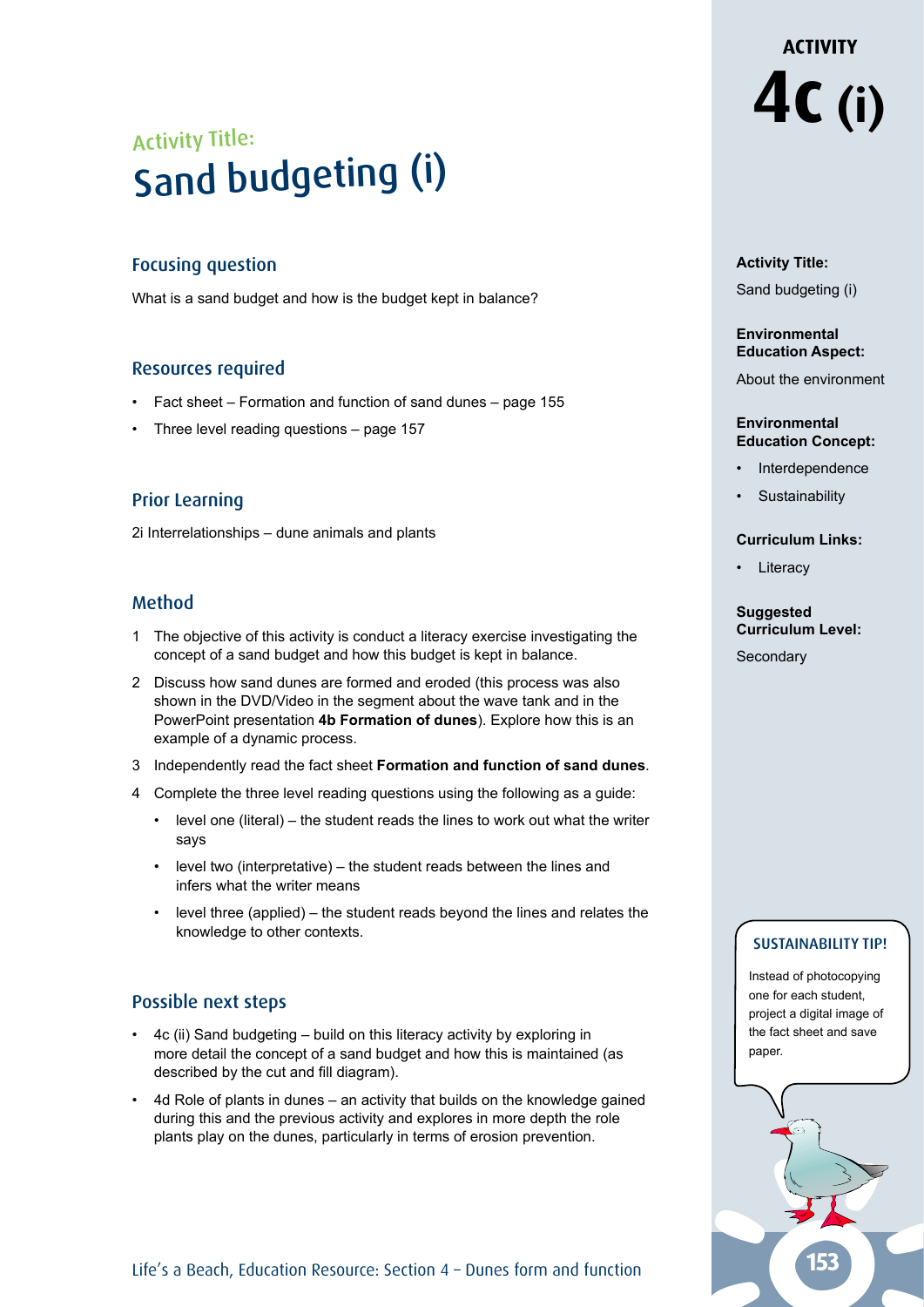# ACTIVITY 4c (i)

## Activity Title: Sand budgeting (i)

### Focusing question

What is a sand budget and how is the budget kept in balance?

### Resources required

- Fact sheet – Formation and function of sand dunes – page 155
- Three level reading questions – page 157

### Prior Learning

2i Interrelationships – dune animals and plants

### Method

1. The objective of this activity is conduct a literacy exercise investigating the concept of a sand budget and how this budget is kept in balance.
2. Discuss how sand dunes are formed and eroded (this process was also shown in the DVD/Video in the segment about the wave tank and in the PowerPoint presentation **4b Formation of dunes**). Explore how this is an example of a dynamic process.
3. Independently read the fact sheet **Formation and function of sand dunes**.
4. Complete the three level reading questions using the following as a guide:
   - level one (literal) – the student reads the lines to work out what the writer says
   - level two (interpretative) – the student reads between the lines and infers what the writer means
   - level three (applied) – the student reads beyond the lines and relates the knowledge to other contexts.

### Possible next steps

- 4c (ii) Sand budgeting – build on this literacy activity by exploring in more detail the concept of a sand budget and how this is maintained (as described by the cut and fill diagram).
- 4d Role of plants in dunes – an activity that builds on the knowledge gained during this and the previous activity and explores in more depth the role plants play on the dunes, particularly in terms of erosion prevention.

---

**Activity Title:**

Sand budgeting (i)

**Environmental Education Aspect:**

About the environment

**Environmental Education Concept:**

- Interdependence
- Sustainability

**Curriculum Links:**

- Literacy

**Suggested Curriculum Level:**

Secondary

**SUSTAINABILITY TIP!**

Instead of photocopying one for each student, project a digital image of the fact sheet and save paper.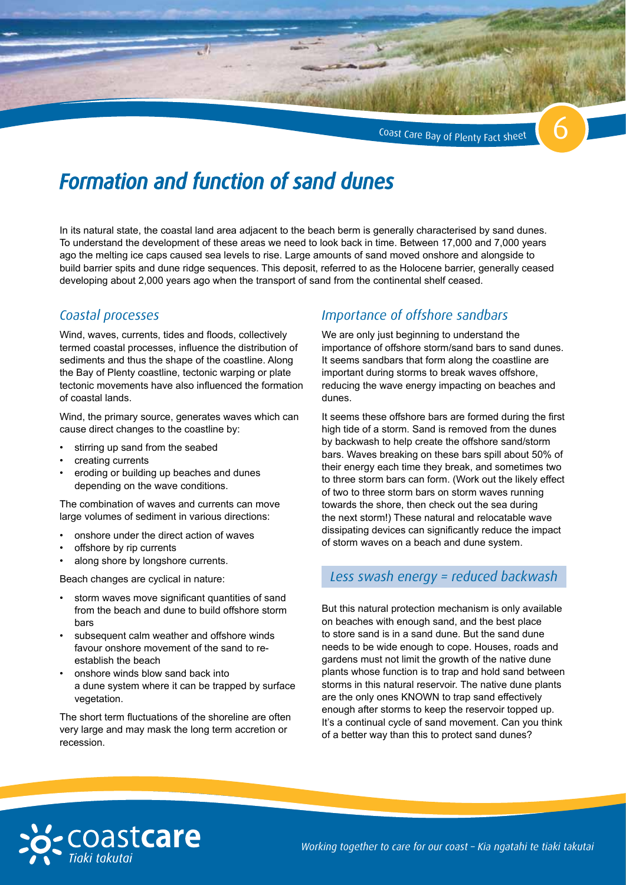# Formation and function of sand dunes

In its natural state, the coastal land area adjacent to the beach berm is generally characterised by sand dunes. To understand the development of these areas we need to look back in time. Between 17,000 and 7,000 years ago the melting ice caps caused sea levels to rise. Large amounts of sand moved onshore and alongside to build barrier spits and dune ridge sequences. This deposit, referred to as the Holocene barrier, generally ceased developing about 2,000 years ago when the transport of sand from the continental shelf ceased.

## *Coastal processes*

Wind, waves, currents, tides and floods, collectively termed coastal processes, influence the distribution of sediments and thus the shape of the coastline. Along the Bay of Plenty coastline, tectonic warping or plate tectonic movements have also influenced the formation of coastal lands.

Wind, the primary source, generates waves which can cause direct changes to the coastline by:

- stirring up sand from the seabed
- creating currents
- eroding or building up beaches and dunes depending on the wave conditions.

The combination of waves and currents can move large volumes of sediment in various directions:

- onshore under the direct action of waves
- offshore by rip currents
- along shore by longshore currents.

Beach changes are cyclical in nature:

- storm waves move significant quantities of sand from the beach and dune to build offshore storm bars
- subsequent calm weather and offshore winds favour onshore movement of the sand to re-establish the beach
- onshore winds blow sand back into a dune system where it can be trapped by surface vegetation.

The short term fluctuations of the shoreline are often very large and may mask the long term accretion or recession.

## *Importance of offshore sandbars*

We are only just beginning to understand the importance of offshore storm/sand bars to sand dunes. It seems sandbars that form along the coastline are important during storms to break waves offshore, reducing the wave energy impacting on beaches and dunes.

It seems these offshore bars are formed during the first high tide of a storm. Sand is removed from the dunes by backwash to help create the offshore sand/storm bars. Waves breaking on these bars spill about 50% of their energy each time they break, and sometimes two to three storm bars can form. (Work out the likely effect of two to three storm bars on storm waves running towards the shore, then check out the sea during the next storm!) These natural and relocatable wave dissipating devices can significantly reduce the impact of storm waves on a beach and dune system.

## *Less swash energy = reduced backwash*

But this natural protection mechanism is only available on beaches with enough sand, and the best place to store sand is in a sand dune. But the sand dune needs to be wide enough to cope. Houses, roads and gardens must not limit the growth of the native dune plants whose function is to trap and hold sand between storms in this natural reservoir. The native dune plants are the only ones KNOWN to trap sand effectively enough after storms to keep the reservoir topped up. It's a continual cycle of sand movement. Can you think of a better way than this to protect sand dunes?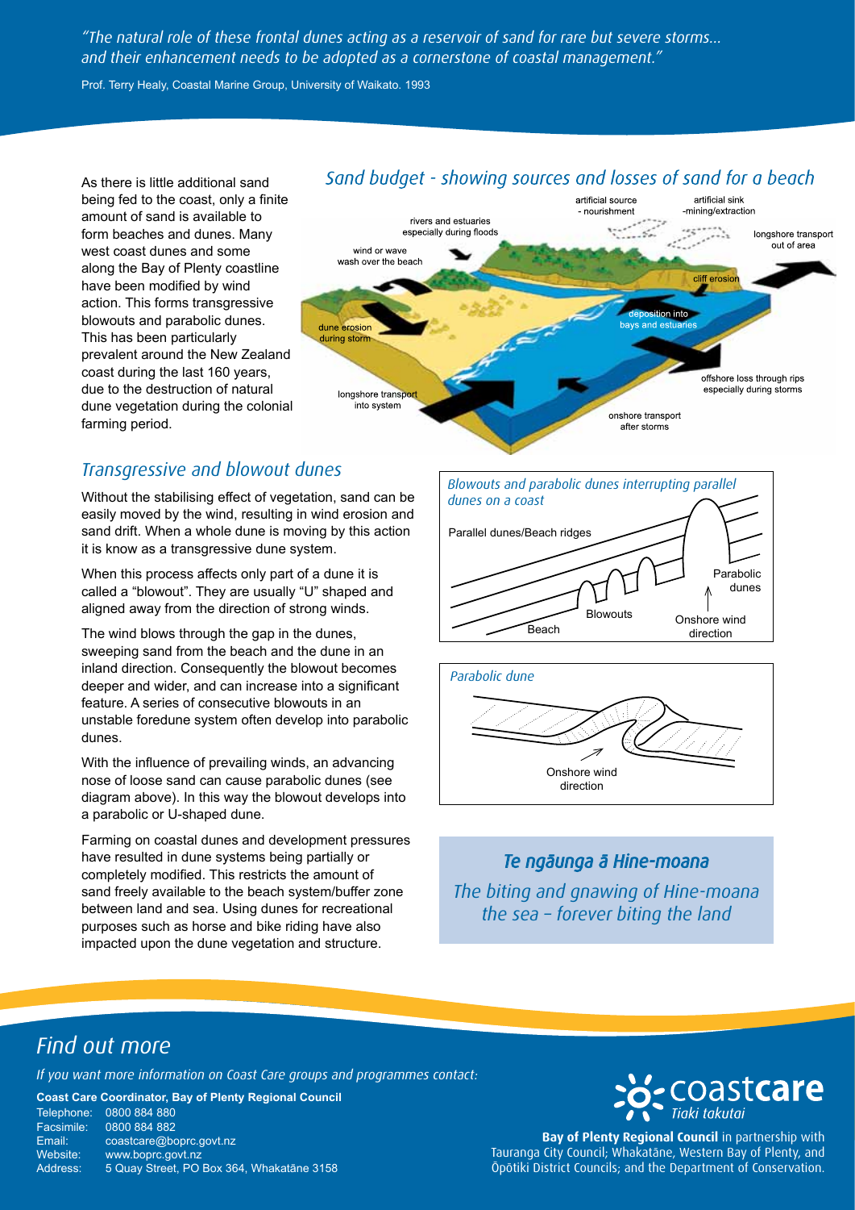*"The natural role of these frontal dunes acting as a reservoir of sand for rare but severe storms... and their enhancement needs to be adopted as a cornerstone of coastal management."*

Prof. Terry Healy, Coastal Marine Group, University of Waikato. 1993

As there is little additional sand being fed to the coast, only a finite amount of sand is available to form beaches and dunes. Many west coast dunes and some along the Bay of Plenty coastline have been modified by wind action. This forms transgressive blowouts and parabolic dunes. This has been particularly prevalent around the New Zealand coast during the last 160 years, due to the destruction of natural dune vegetation during the colonial farming period.

## *Sand budget - showing sources and losses of sand for a beach*

rivers and estuaries especially during floods

wind or wave wash over the beach

dune erosion during storm

longshore transport into system

artificial source - nourishment

artificial sink -mining/extraction

longshore transport out of area

cliff erosion

deposition into bays and estuaries

offshore loss through rips especially during storms

onshore transport after storms

## *Transgressive and blowout dunes*

Without the stabilising effect of vegetation, sand can be easily moved by the wind, resulting in wind erosion and sand drift. When a whole dune is moving by this action it is know as a transgressive dune system.

When this process affects only part of a dune it is called a "blowout". They are usually "U" shaped and aligned away from the direction of strong winds.

The wind blows through the gap in the dunes, sweeping sand from the beach and the dune in an inland direction. Consequently the blowout becomes deeper and wider, and can increase into a significant feature. A series of consecutive blowouts in an unstable foredune system often develop into parabolic dunes.

With the influence of prevailing winds, an advancing nose of loose sand can cause parabolic dunes (see diagram above). In this way the blowout develops into a parabolic or U-shaped dune.

Farming on coastal dunes and development pressures have resulted in dune systems being partially or completely modified. This restricts the amount of sand freely available to the beach system/buffer zone between land and sea. Using dunes for recreational purposes such as horse and bike riding have also impacted upon the dune vegetation and structure.

*Blowouts and parabolic dunes interrupting parallel dunes on a coast*

Parallel dunes/Beach ridges

Beach

Blowouts

Parabolic dunes

Onshore wind direction

*Parabolic dune*

Onshore wind direction

***Te ngāunga ā Hine-moana***

*The biting and gnawing of Hine-moana the sea – forever biting the land*

## *Find out more*

*If you want more information on Coast Care groups and programmes contact:*

**Coast Care Coordinator, Bay of Plenty Regional Council**

Telephone: 0800 884 880
Facsimile: 0800 884 882
Email: coastcare@boprc.govt.nz
Website: www.boprc.govt.nz
Address: 5 Quay Street, PO Box 364, Whakatāne 3158

coast**care** *Tiaki takutai*

**Bay of Plenty Regional Council** in partnership with Tauranga City Council; Whakatāne, Western Bay of Plenty, and Ōpōtiki District Councils; and the Department of Conservation.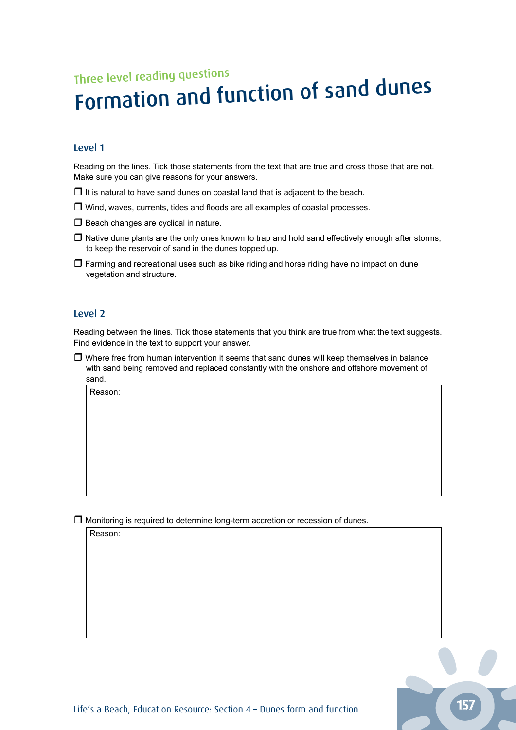Three level reading questions

# Formation and function of sand dunes

## Level 1

Reading on the lines. Tick those statements from the text that are true and cross those that are not. Make sure you can give reasons for your answers.

- ❒ It is natural to have sand dunes on coastal land that is adjacent to the beach.
- ❒ Wind, waves, currents, tides and floods are all examples of coastal processes.
- ❒ Beach changes are cyclical in nature.
- ❒ Native dune plants are the only ones known to trap and hold sand effectively enough after storms, to keep the reservoir of sand in the dunes topped up.
- ❒ Farming and recreational uses such as bike riding and horse riding have no impact on dune vegetation and structure.

## Level 2

Reading between the lines. Tick those statements that you think are true from what the text suggests. Find evidence in the text to support your answer.

- ❒ Where free from human intervention it seems that sand dunes will keep themselves in balance with sand being removed and replaced constantly with the onshore and offshore movement of sand.

| Reason: |
|---|
| |

- ❒ Monitoring is required to determine long-term accretion or recession of dunes.

| Reason: |
|---|
| |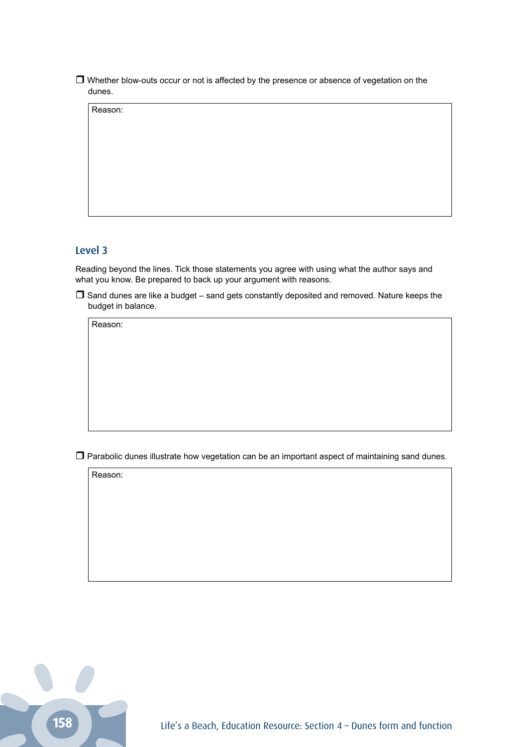❒ Whether blow-outs occur or not is affected by the presence or absence of vegetation on the dunes.

| Reason: |
|---|
| |

## Level 3

Reading beyond the lines. Tick those statements you agree with using what the author says and what you know. Be prepared to back up your argument with reasons.

❒ Sand dunes are like a budget – sand gets constantly deposited and removed. Nature keeps the budget in balance.

| Reason: |
|---|
| |

❒ Parabolic dunes illustrate how vegetation can be an important aspect of maintaining sand dunes.

| Reason: |
|---|
| |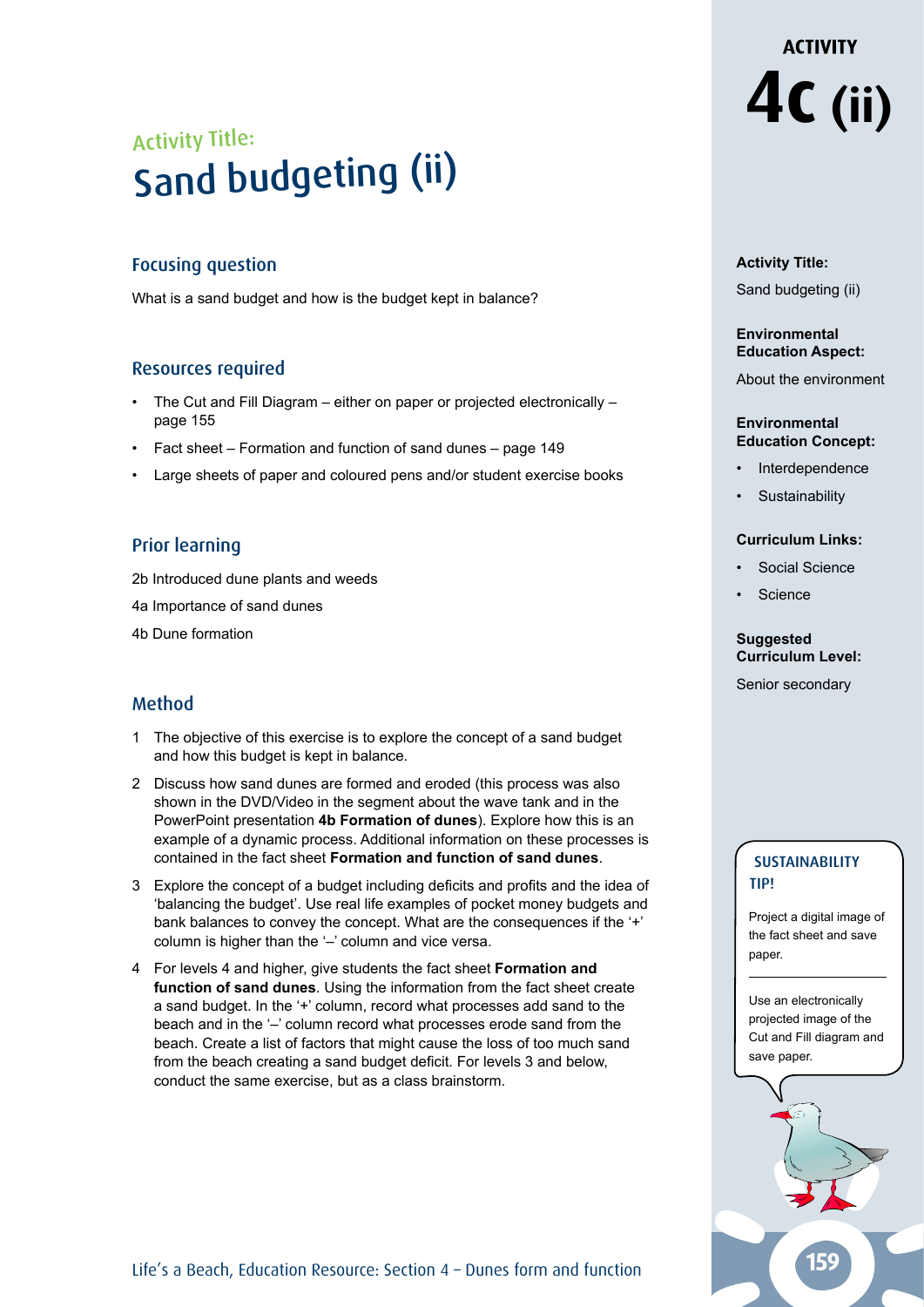# ACTIVITY 4c (ii)

## Activity Title:
# Sand budgeting (ii)

### Focusing question

What is a sand budget and how is the budget kept in balance?

### Resources required

- The Cut and Fill Diagram – either on paper or projected electronically – page 155
- Fact sheet – Formation and function of sand dunes – page 149
- Large sheets of paper and coloured pens and/or student exercise books

### Prior learning

2b Introduced dune plants and weeds

4a Importance of sand dunes

4b Dune formation

### Method

1. The objective of this exercise is to explore the concept of a sand budget and how this budget is kept in balance.
2. Discuss how sand dunes are formed and eroded (this process was also shown in the DVD/Video in the segment about the wave tank and in the PowerPoint presentation **4b Formation of dunes**). Explore how this is an example of a dynamic process. Additional information on these processes is contained in the fact sheet **Formation and function of sand dunes**.
3. Explore the concept of a budget including deficits and profits and the idea of 'balancing the budget'. Use real life examples of pocket money budgets and bank balances to convey the concept. What are the consequences if the '+' column is higher than the '–' column and vice versa.
4. For levels 4 and higher, give students the fact sheet **Formation and function of sand dunes**. Using the information from the fact sheet create a sand budget. In the '+' column, record what processes add sand to the beach and in the '–' column record what processes erode sand from the beach. Create a list of factors that might cause the loss of too much sand from the beach creating a sand budget deficit. For levels 3 and below, conduct the same exercise, but as a class brainstorm.

**Activity Title:**

Sand budgeting (ii)

**Environmental Education Aspect:**

About the environment

**Environmental Education Concept:**

- Interdependence
- Sustainability

**Curriculum Links:**

- Social Science
- Science

**Suggested Curriculum Level:**

Senior secondary

**SUSTAINABILITY TIP!**

Project a digital image of the fact sheet and save paper.

Use an electronically projected image of the Cut and Fill diagram and save paper.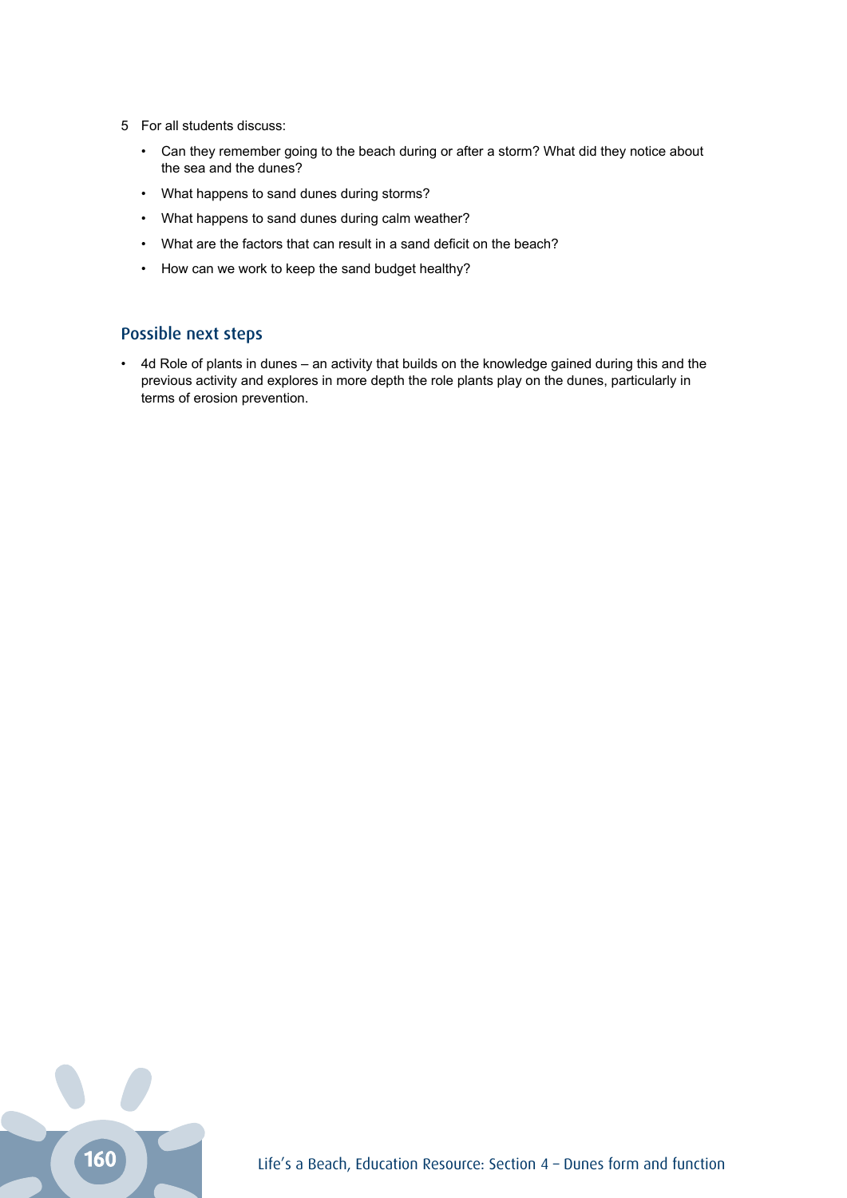5. For all students discuss:
   - Can they remember going to the beach during or after a storm? What did they notice about the sea and the dunes?
   - What happens to sand dunes during storms?
   - What happens to sand dunes during calm weather?
   - What are the factors that can result in a sand deficit on the beach?
   - How can we work to keep the sand budget healthy?

## Possible next steps

- 4d Role of plants in dunes – an activity that builds on the knowledge gained during this and the previous activity and explores in more depth the role plants play on the dunes, particularly in terms of erosion prevention.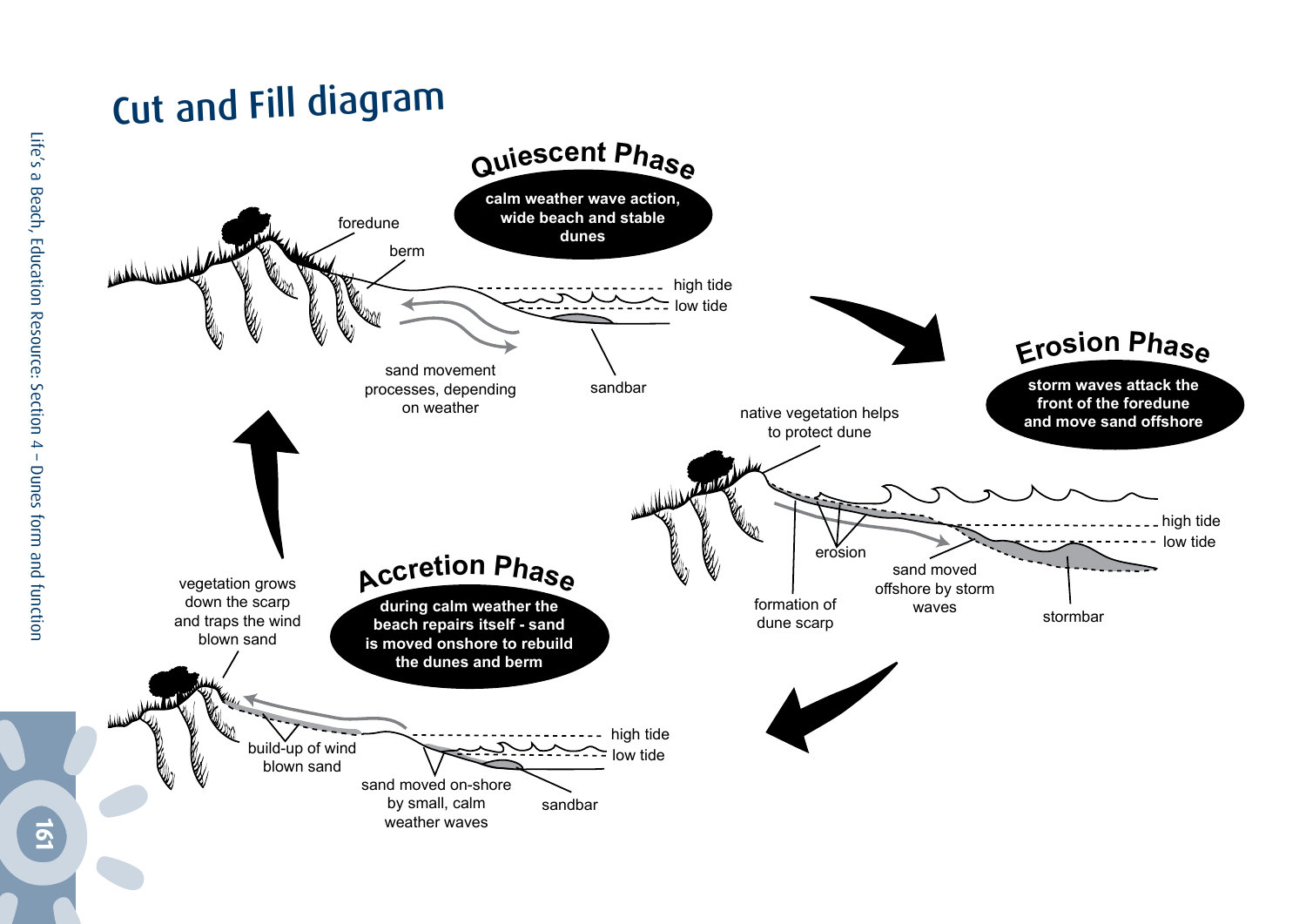# Cut and Fill diagram

**Quiescent Phase**

**calm weather wave action, wide beach and stable dunes**

foredune

berm

high tide

low tide

sand movement processes, depending on weather

sandbar

**Erosion Phase**

**storm waves attack the front of the foredune and move sand offshore**

native vegetation helps to protect dune

high tide

low tide

erosion

sand moved offshore by storm waves

formation of dune scarp

stormbar

**Accretion Phase**

**during calm weather the beach repairs itself - sand is moved onshore to rebuild the dunes and berm**

vegetation grows down the scarp and traps the wind blown sand

high tide

low tide

build-up of wind blown sand

sand moved on-shore by small, calm weather waves

sandbar